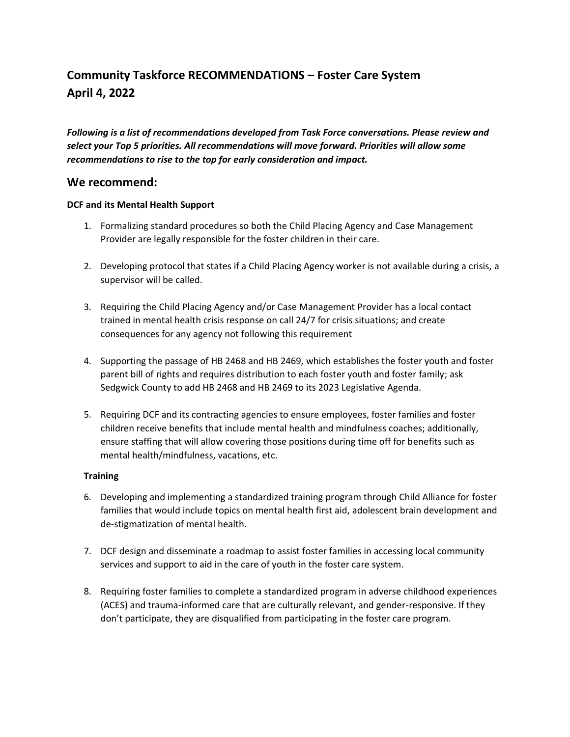# Community Taskforce RECOMMENDATIONS – Foster Care System
# April 4, 2022

***Following is a list of recommendations developed from Task Force conversations. Please review and select your Top 5 priorities. All recommendations will move forward. Priorities will allow some recommendations to rise to the top for early consideration and impact.***

## We recommend:

**DCF and its Mental Health Support**

1. Formalizing standard procedures so both the Child Placing Agency and Case Management Provider are legally responsible for the foster children in their care.

2. Developing protocol that states if a Child Placing Agency worker is not available during a crisis, a supervisor will be called.

3. Requiring the Child Placing Agency and/or Case Management Provider has a local contact trained in mental health crisis response on call 24/7 for crisis situations; and create consequences for any agency not following this requirement

4. Supporting the passage of HB 2468 and HB 2469, which establishes the foster youth and foster parent bill of rights and requires distribution to each foster youth and foster family; ask Sedgwick County to add HB 2468 and HB 2469 to its 2023 Legislative Agenda.

5. Requiring DCF and its contracting agencies to ensure employees, foster families and foster children receive benefits that include mental health and mindfulness coaches; additionally, ensure staffing that will allow covering those positions during time off for benefits such as mental health/mindfulness, vacations, etc.

**Training**

6. Developing and implementing a standardized training program through Child Alliance for foster families that would include topics on mental health first aid, adolescent brain development and de-stigmatization of mental health.

7. DCF design and disseminate a roadmap to assist foster families in accessing local community services and support to aid in the care of youth in the foster care system.

8. Requiring foster families to complete a standardized program in adverse childhood experiences (ACES) and trauma-informed care that are culturally relevant, and gender-responsive. If they don't participate, they are disqualified from participating in the foster care program.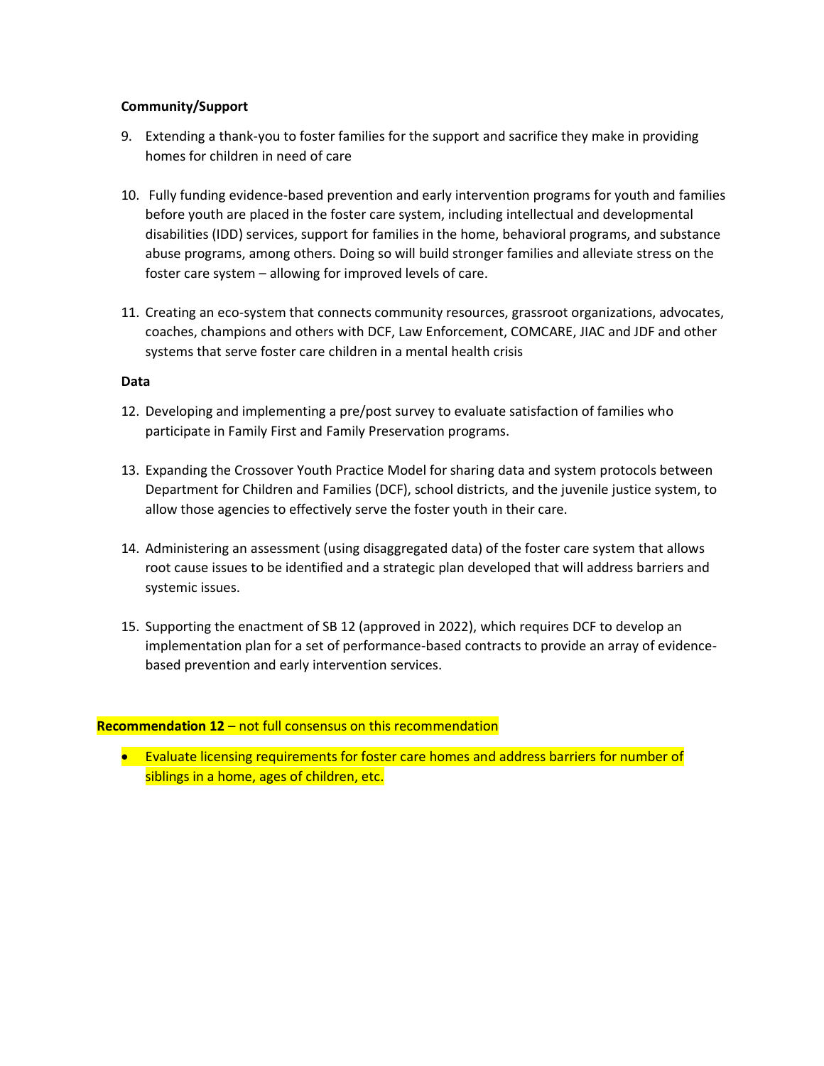**Community/Support**

9. Extending a thank-you to foster families for the support and sacrifice they make in providing homes for children in need of care

10. Fully funding evidence-based prevention and early intervention programs for youth and families before youth are placed in the foster care system, including intellectual and developmental disabilities (IDD) services, support for families in the home, behavioral programs, and substance abuse programs, among others. Doing so will build stronger families and alleviate stress on the foster care system – allowing for improved levels of care.

11. Creating an eco-system that connects community resources, grassroot organizations, advocates, coaches, champions and others with DCF, Law Enforcement, COMCARE, JIAC and JDF and other systems that serve foster care children in a mental health crisis

**Data**

12. Developing and implementing a pre/post survey to evaluate satisfaction of families who participate in Family First and Family Preservation programs.

13. Expanding the Crossover Youth Practice Model for sharing data and system protocols between Department for Children and Families (DCF), school districts, and the juvenile justice system, to allow those agencies to effectively serve the foster youth in their care.

14. Administering an assessment (using disaggregated data) of the foster care system that allows root cause issues to be identified and a strategic plan developed that will address barriers and systemic issues.

15. Supporting the enactment of SB 12 (approved in 2022), which requires DCF to develop an implementation plan for a set of performance-based contracts to provide an array of evidence-based prevention and early intervention services.

**Recommendation 12** – not full consensus on this recommendation

- Evaluate licensing requirements for foster care homes and address barriers for number of siblings in a home, ages of children, etc.